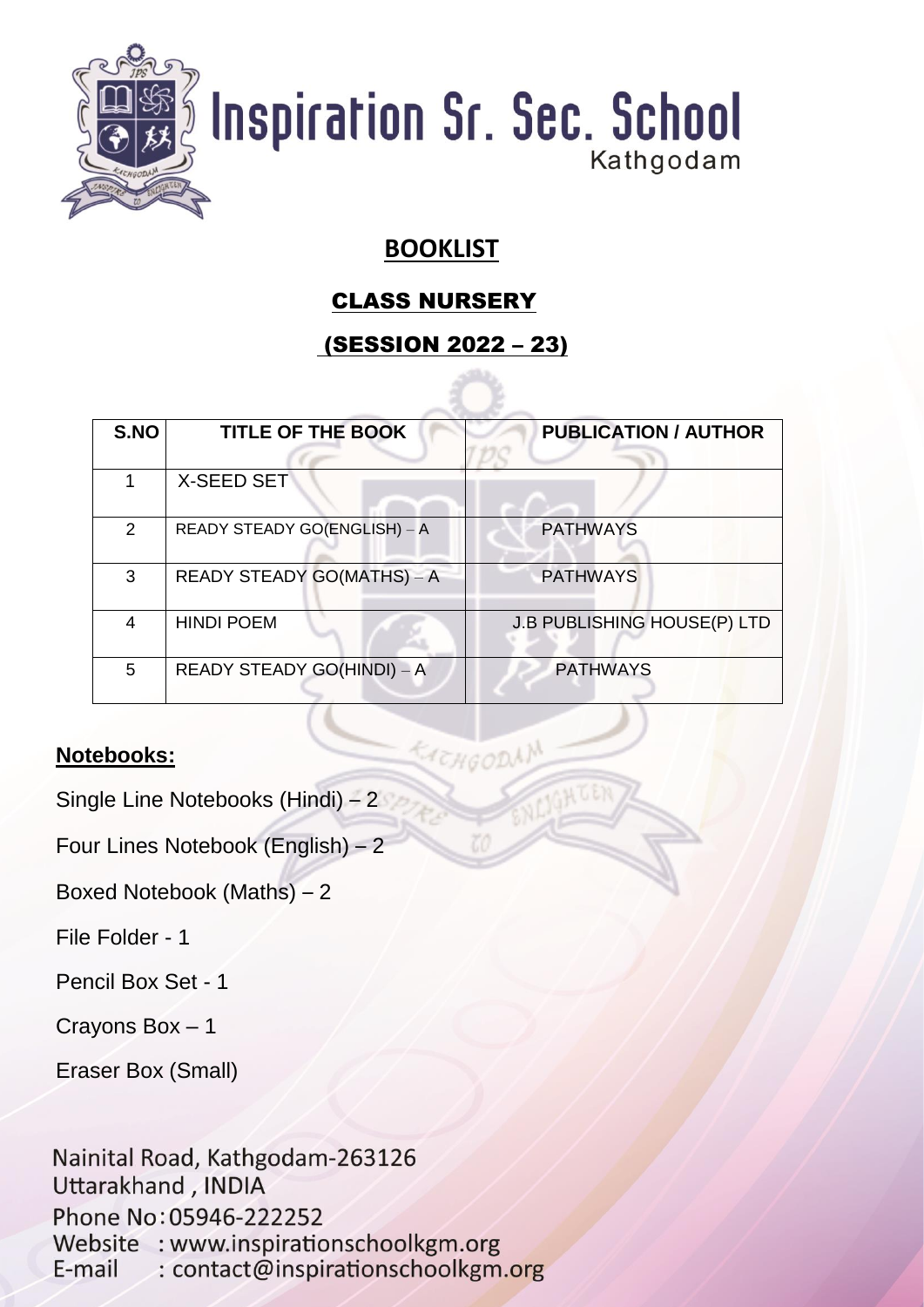# Inspiration Sr. Sec. School

Kathgodam

## BOOKLIST

### CLASS NURSERY

### (SESSION 2022 – 23)

| S.NO | TITLE OF THE BOOK | PUBLICATION / AUTHOR |
|---|---|---|
| 1 | X-SEED SET | |
| 2 | READY STEADY GO(ENGLISH) – A | PATHWAYS |
| 3 | READY STEADY GO(MATHS) – A | PATHWAYS |
| 4 | HINDI POEM | J.B PUBLISHING HOUSE(P) LTD |
| 5 | READY STEADY GO(HINDI) – A | PATHWAYS |

**Notebooks:**

Single Line Notebooks (Hindi) – 2

Four Lines Notebook (English) – 2

Boxed Notebook (Maths) – 2

File Folder - 1

Pencil Box Set - 1

Crayons Box – 1

Eraser Box (Small)

Nainital Road, Kathgodam-263126
Uttarakhand , INDIA
Phone No: 05946-222252
Website : www.inspirationschoolkgm.org
E-mail : contact@inspirationschoolkgm.org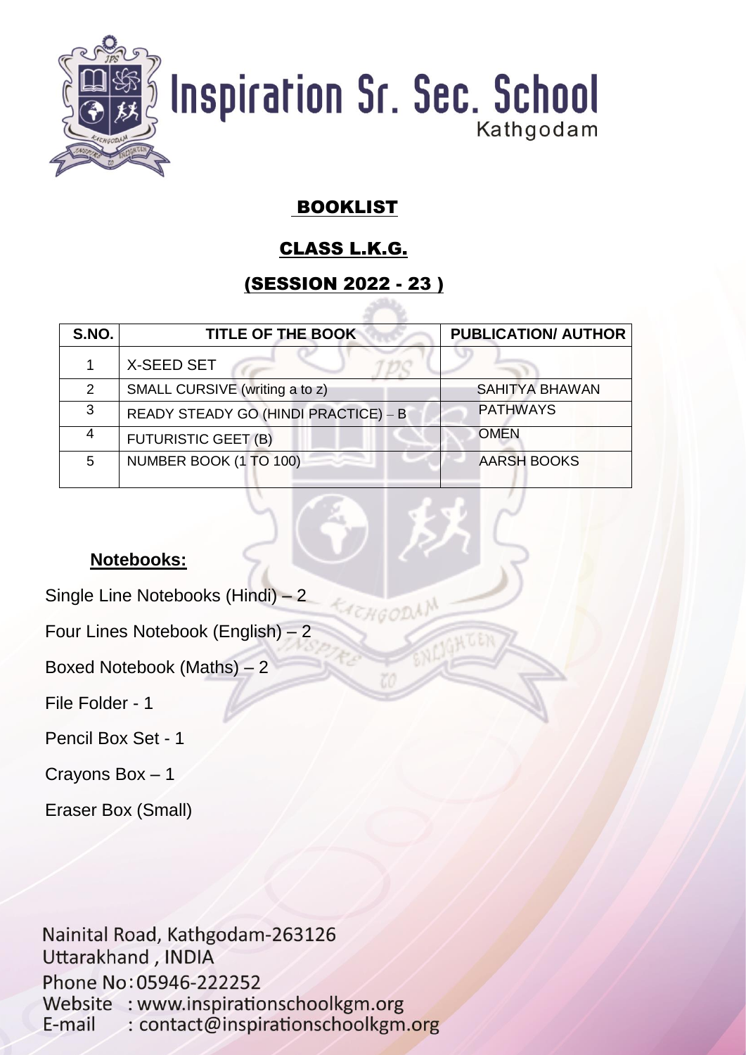# Inspiration Sr. Sec. School

Kathgodam

## BOOKLIST

## CLASS L.K.G.

## (SESSION 2022 - 23 )

| S.NO. | TITLE OF THE BOOK | PUBLICATION/ AUTHOR |
|---|---|---|
| 1 | X-SEED SET | |
| 2 | SMALL CURSIVE (writing a to z) | SAHITYA BHAWAN |
| 3 | READY STEADY GO (HINDI PRACTICE) – B | PATHWAYS |
| 4 | FUTURISTIC GEET (B) | OMEN |
| 5 | NUMBER BOOK (1 TO 100) | AARSH BOOKS |

**Notebooks:**

Single Line Notebooks (Hindi) – 2

Four Lines Notebook (English) – 2

Boxed Notebook (Maths) – 2

File Folder - 1

Pencil Box Set - 1

Crayons Box – 1

Eraser Box (Small)

Nainital Road, Kathgodam-263126
Uttarakhand , INDIA
Phone No: 05946-222252
Website : www.inspirationschoolkgm.org
E-mail : contact@inspirationschoolkgm.org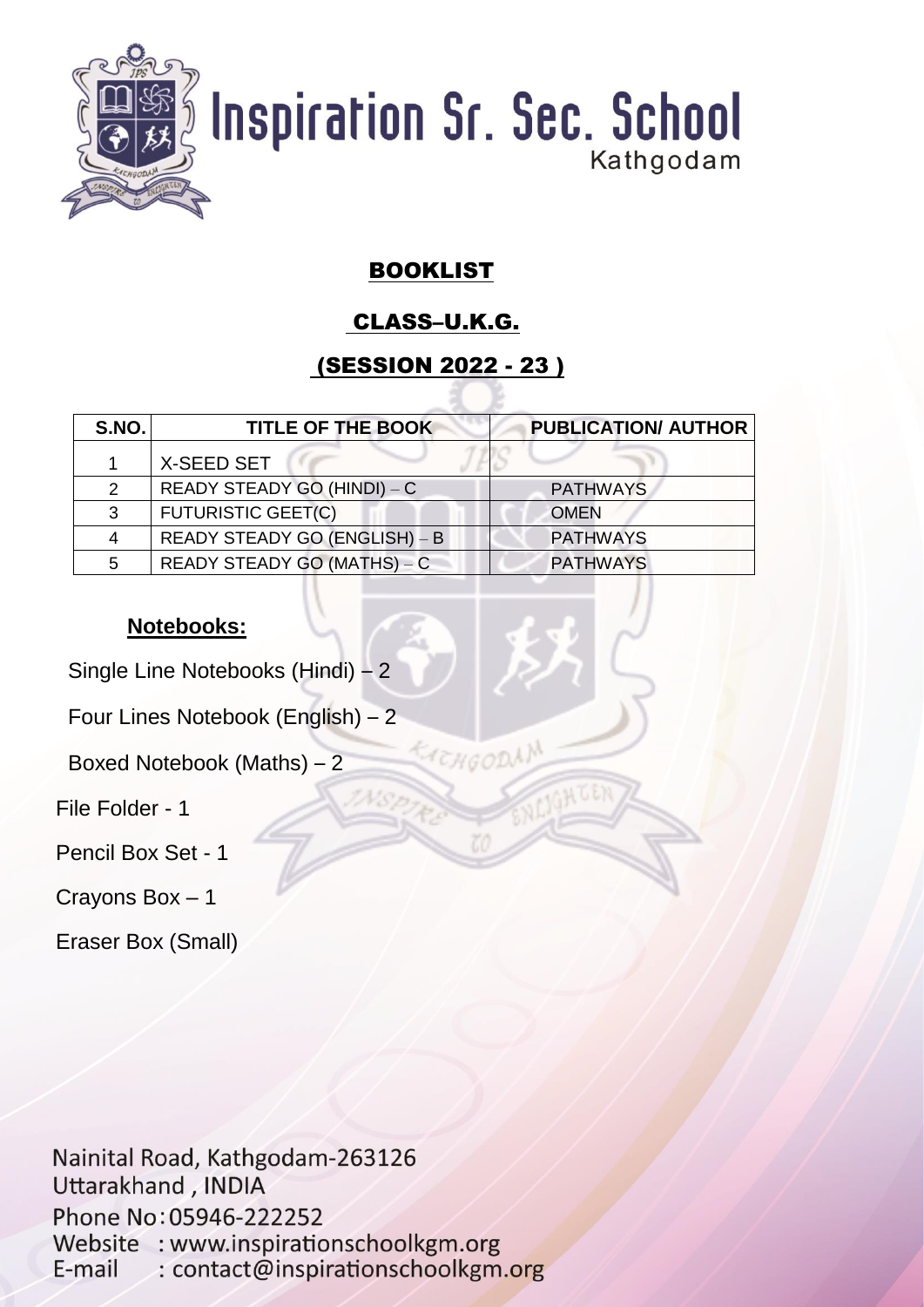# Inspiration Sr. Sec. School

Kathgodam

## BOOKLIST

## CLASS–U.K.G.

## (SESSION 2022 - 23 )

| S.NO. | TITLE OF THE BOOK | PUBLICATION/ AUTHOR |
|---|---|---|
| 1 | X-SEED SET | |
| 2 | READY STEADY GO (HINDI) – C | PATHWAYS |
| 3 | FUTURISTIC GEET(C) | OMEN |
| 4 | READY STEADY GO (ENGLISH) – B | PATHWAYS |
| 5 | READY STEADY GO (MATHS) – C | PATHWAYS |

**Notebooks:**

Single Line Notebooks (Hindi) – 2

Four Lines Notebook (English) – 2

Boxed Notebook (Maths) – 2

File Folder - 1

Pencil Box Set - 1

Crayons Box – 1

Eraser Box (Small)

Nainital Road, Kathgodam-263126
Uttarakhand , INDIA
Phone No: 05946-222252
Website : www.inspirationschoolkgm.org
E-mail : contact@inspirationschoolkgm.org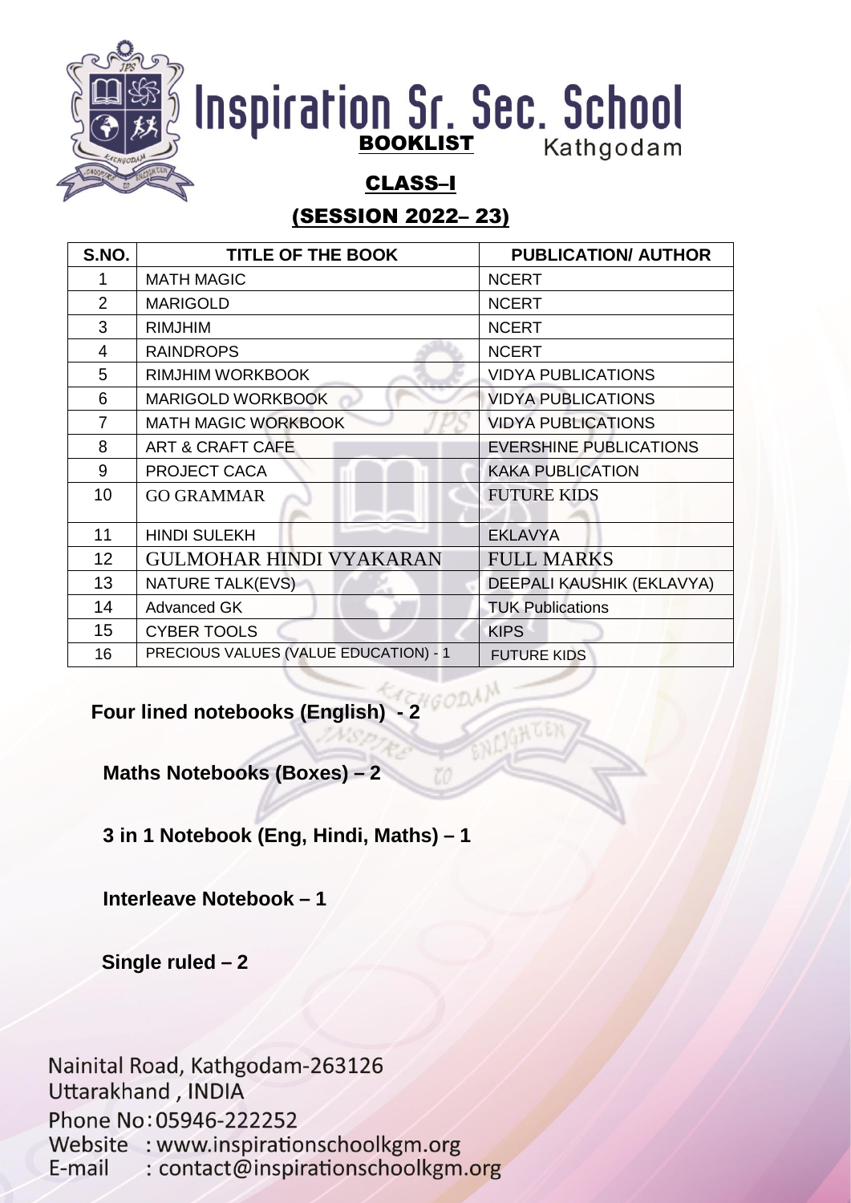# Inspiration Sr. Sec. School

Kathgodam

## BOOKLIST

## CLASS–I

## (SESSION 2022– 23)

| S.NO. | TITLE OF THE BOOK | PUBLICATION/ AUTHOR |
|---|---|---|
| 1 | MATH MAGIC | NCERT |
| 2 | MARIGOLD | NCERT |
| 3 | RIMJHIM | NCERT |
| 4 | RAINDROPS | NCERT |
| 5 | RIMJHIM WORKBOOK | VIDYA PUBLICATIONS |
| 6 | MARIGOLD WORKBOOK | VIDYA PUBLICATIONS |
| 7 | MATH MAGIC WORKBOOK | VIDYA PUBLICATIONS |
| 8 | ART & CRAFT CAFE | EVERSHINE PUBLICATIONS |
| 9 | PROJECT CACA | KAKA PUBLICATION |
| 10 | GO GRAMMAR | FUTURE KIDS |
| 11 | HINDI SULEKH | EKLAVYA |
| 12 | GULMOHAR HINDI VYAKARAN | FULL MARKS |
| 13 | NATURE TALK(EVS) | DEEPALI KAUSHIK (EKLAVYA) |
| 14 | Advanced GK | TUK Publications |
| 15 | CYBER TOOLS | KIPS |
| 16 | PRECIOUS VALUES (VALUE EDUCATION) - 1 | FUTURE KIDS |

**Four lined notebooks (English) - 2**

**Maths Notebooks (Boxes) – 2**

**3 in 1 Notebook (Eng, Hindi, Maths) – 1**

**Interleave Notebook – 1**

**Single ruled – 2**

Nainital Road, Kathgodam-263126
Uttarakhand , INDIA
Phone No: 05946-222252
Website : www.inspirationschoolkgm.org
E-mail : contact@inspirationschoolkgm.org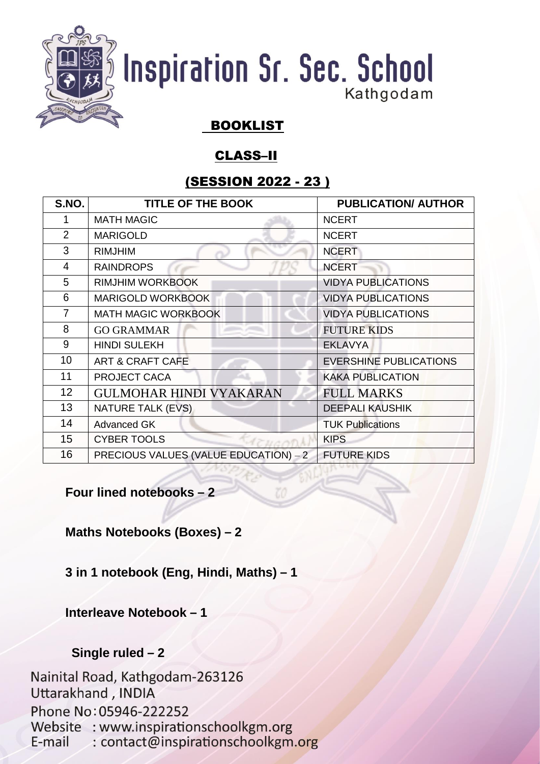# Inspiration Sr. Sec. School

Kathgodam

## BOOKLIST

## CLASS–II

## (SESSION 2022 - 23 )

| S.NO. | TITLE OF THE BOOK | PUBLICATION/ AUTHOR |
|---|---|---|
| 1 | MATH MAGIC | NCERT |
| 2 | MARIGOLD | NCERT |
| 3 | RIMJHIM | NCERT |
| 4 | RAINDROPS | NCERT |
| 5 | RIMJHIM WORKBOOK | VIDYA PUBLICATIONS |
| 6 | MARIGOLD WORKBOOK | VIDYA PUBLICATIONS |
| 7 | MATH MAGIC WORKBOOK | VIDYA PUBLICATIONS |
| 8 | GO GRAMMAR | FUTURE KIDS |
| 9 | HINDI SULEKH | EKLAVYA |
| 10 | ART & CRAFT CAFE | EVERSHINE PUBLICATIONS |
| 11 | PROJECT CACA | KAKA PUBLICATION |
| 12 | GULMOHAR HINDI VYAKARAN | FULL MARKS |
| 13 | NATURE TALK (EVS) | DEEPALI KAUSHIK |
| 14 | Advanced GK | TUK Publications |
| 15 | CYBER TOOLS | KIPS |
| 16 | PRECIOUS VALUES (VALUE EDUCATION) – 2 | FUTURE KIDS |

**Four lined notebooks – 2**

**Maths Notebooks (Boxes) – 2**

**3 in 1 notebook (Eng, Hindi, Maths) – 1**

**Interleave Notebook – 1**

**Single ruled – 2**

Nainital Road, Kathgodam-263126
Uttarakhand , INDIA
Phone No: 05946-222252
Website : www.inspirationschoolkgm.org
E-mail : contact@inspirationschoolkgm.org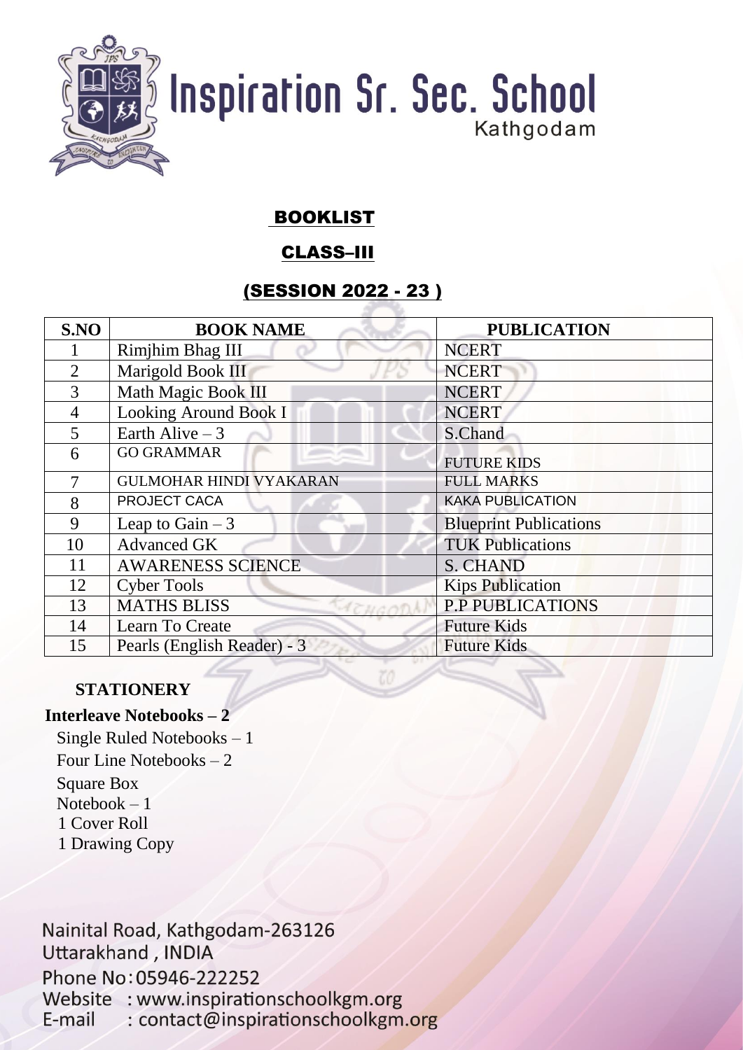# Inspiration Sr. Sec. School
Kathgodam

## BOOKLIST

## CLASS–III

## (SESSION 2022 - 23 )

| S.NO | BOOK NAME | PUBLICATION |
|---|---|---|
| 1 | Rimjhim Bhag III | NCERT |
| 2 | Marigold Book III | NCERT |
| 3 | Math Magic Book III | NCERT |
| 4 | Looking Around Book I | NCERT |
| 5 | Earth Alive – 3 | S.Chand |
| 6 | GO GRAMMAR | FUTURE KIDS |
| 7 | GULMOHAR HINDI VYAKARAN | FULL MARKS |
| 8 | PROJECT CACA | KAKA PUBLICATION |
| 9 | Leap to Gain – 3 | Blueprint Publications |
| 10 | Advanced GK | TUK Publications |
| 11 | AWARENESS SCIENCE | S. CHAND |
| 12 | Cyber Tools | Kips Publication |
| 13 | MATHS BLISS | P.P PUBLICATIONS |
| 14 | Learn To Create | Future Kids |
| 15 | Pearls (English Reader) - 3 | Future Kids |

**STATIONERY**

**Interleave Notebooks – 2**

Single Ruled Notebooks – 1
Four Line Notebooks – 2
Square Box
Notebook – 1
1 Cover Roll
1 Drawing Copy

Nainital Road, Kathgodam-263126
Uttarakhand , INDIA
Phone No: 05946-222252
Website : www.inspirationschoolkgm.org
E-mail : contact@inspirationschoolkgm.org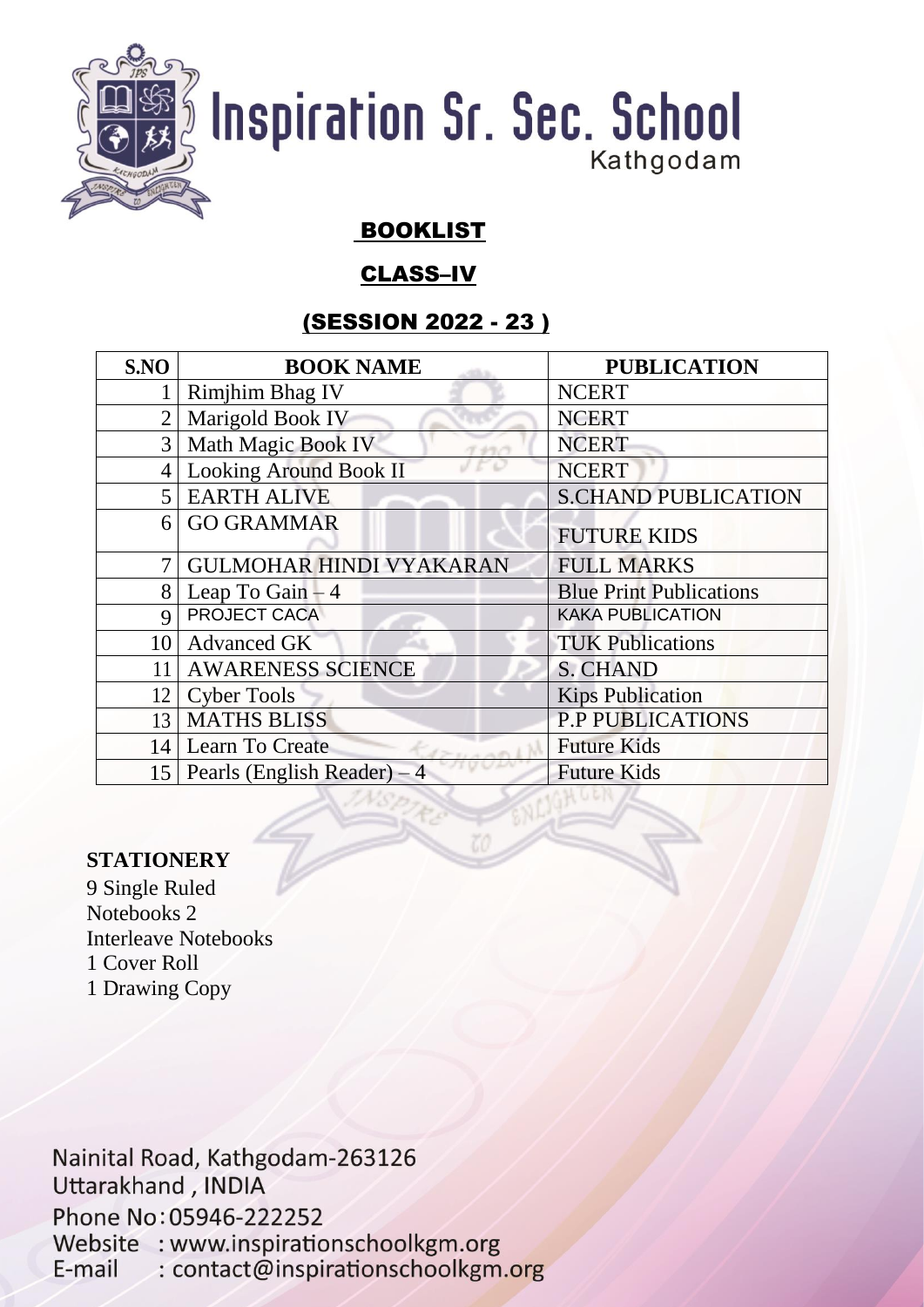# Inspiration Sr. Sec. School

Kathgodam

## BOOKLIST

## CLASS–IV

## (SESSION 2022 - 23 )

| S.NO | BOOK NAME | PUBLICATION |
|---|---|---|
| 1 | Rimjhim Bhag IV | NCERT |
| 2 | Marigold Book IV | NCERT |
| 3 | Math Magic Book IV | NCERT |
| 4 | Looking Around Book II | NCERT |
| 5 | EARTH ALIVE | S.CHAND PUBLICATION |
| 6 | GO GRAMMAR | FUTURE KIDS |
| 7 | GULMOHAR HINDI VYAKARAN | FULL MARKS |
| 8 | Leap To Gain – 4 | Blue Print Publications |
| 9 | PROJECT CACA | KAKA PUBLICATION |
| 10 | Advanced GK | TUK Publications |
| 11 | AWARENESS SCIENCE | S. CHAND |
| 12 | Cyber Tools | Kips Publication |
| 13 | MATHS BLISS | P.P PUBLICATIONS |
| 14 | Learn To Create | Future Kids |
| 15 | Pearls (English Reader) – 4 | Future Kids |

**STATIONERY**

9 Single Ruled
Notebooks 2
Interleave Notebooks
1 Cover Roll
1 Drawing Copy

Nainital Road, Kathgodam-263126
Uttarakhand , INDIA
Phone No: 05946-222252
Website : www.inspirationschoolkgm.org
E-mail : contact@inspirationschoolkgm.org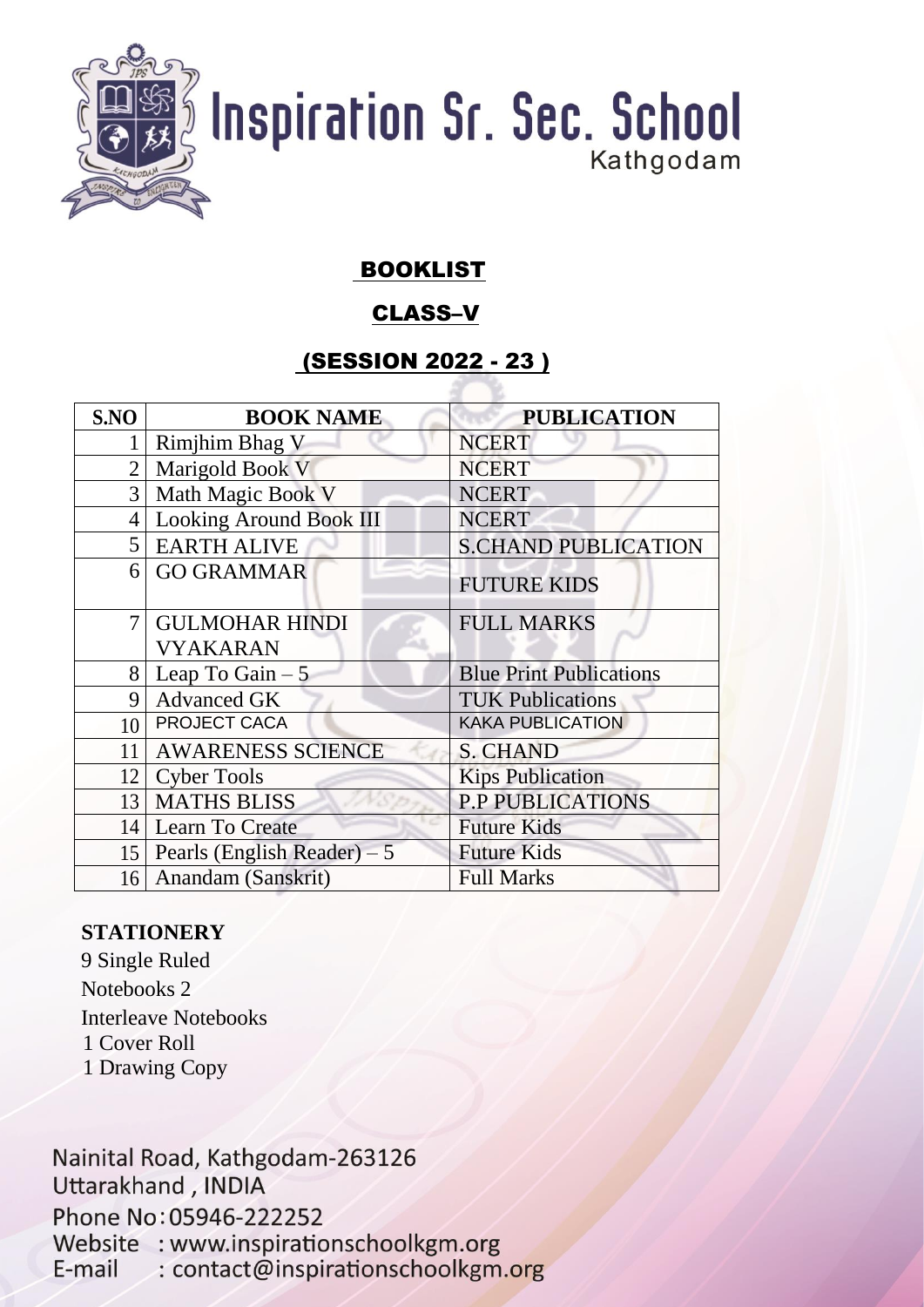# Inspiration Sr. Sec. School

Kathgodam

## BOOKLIST

## CLASS–V

## (SESSION 2022 - 23 )

| S.NO | BOOK NAME | PUBLICATION |
|---|---|---|
| 1 | Rimjhim Bhag V | NCERT |
| 2 | Marigold Book V | NCERT |
| 3 | Math Magic Book V | NCERT |
| 4 | Looking Around Book III | NCERT |
| 5 | EARTH ALIVE | S.CHAND PUBLICATION |
| 6 | GO GRAMMAR | FUTURE KIDS |
| 7 | GULMOHAR HINDI VYAKARAN | FULL MARKS |
| 8 | Leap To Gain – 5 | Blue Print Publications |
| 9 | Advanced GK | TUK Publications |
| 10 | PROJECT CACA | KAKA PUBLICATION |
| 11 | AWARENESS SCIENCE | S. CHAND |
| 12 | Cyber Tools | Kips Publication |
| 13 | MATHS BLISS | P.P PUBLICATIONS |
| 14 | Learn To Create | Future Kids |
| 15 | Pearls (English Reader) – 5 | Future Kids |
| 16 | Anandam (Sanskrit) | Full Marks |

**STATIONERY**

9 Single Ruled
Notebooks 2
Interleave Notebooks
1 Cover Roll
1 Drawing Copy

Nainital Road, Kathgodam-263126
Uttarakhand , INDIA
Phone No: 05946-222252
Website : www.inspirationschoolkgm.org
E-mail : contact@inspirationschoolkgm.org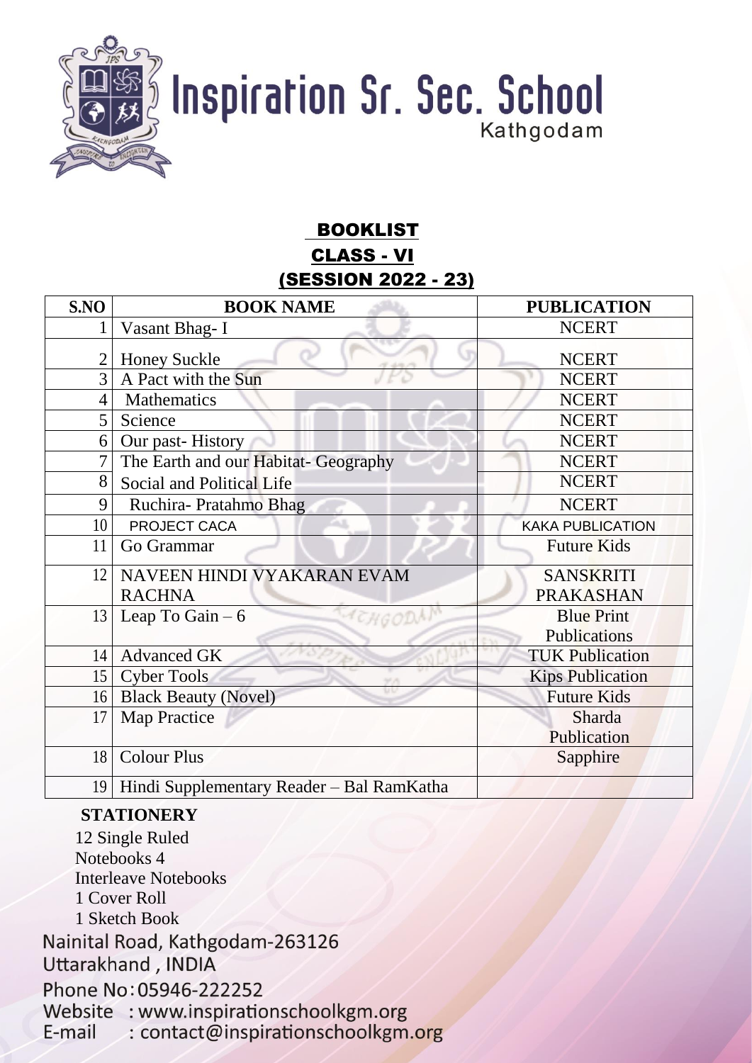# Inspiration Sr. Sec. School

Kathgodam

## BOOKLIST

## CLASS - VI

## (SESSION 2022 - 23)

| S.NO | BOOK NAME | PUBLICATION |
|---|---|---|
| 1 | Vasant Bhag- I | NCERT |
| 2 | Honey Suckle | NCERT |
| 3 | A Pact with the Sun | NCERT |
| 4 | Mathematics | NCERT |
| 5 | Science | NCERT |
| 6 | Our past- History | NCERT |
| 7 | The Earth and our Habitat- Geography | NCERT |
| 8 | Social and Political Life | NCERT |
| 9 | Ruchira- Pratahmo Bhag | NCERT |
| 10 | PROJECT CACA | KAKA PUBLICATION |
| 11 | Go Grammar | Future Kids |
| 12 | NAVEEN HINDI VYAKARAN EVAM RACHNA | SANSKRITI PRAKASHAN |
| 13 | Leap To Gain – 6 | Blue Print Publications |
| 14 | Advanced GK | TUK Publication |
| 15 | Cyber Tools | Kips Publication |
| 16 | Black Beauty (Novel) | Future Kids |
| 17 | Map Practice | Sharda Publication |
| 18 | Colour Plus | Sapphire |
| 19 | Hindi Supplementary Reader – Bal RamKatha | |

**STATIONERY**

12 Single Ruled
Notebooks 4
Interleave Notebooks
1 Cover Roll
1 Sketch Book

Nainital Road, Kathgodam-263126
Uttarakhand , INDIA
Phone No: 05946-222252
Website : www.inspirationschoolkgm.org
E-mail : contact@inspirationschoolkgm.org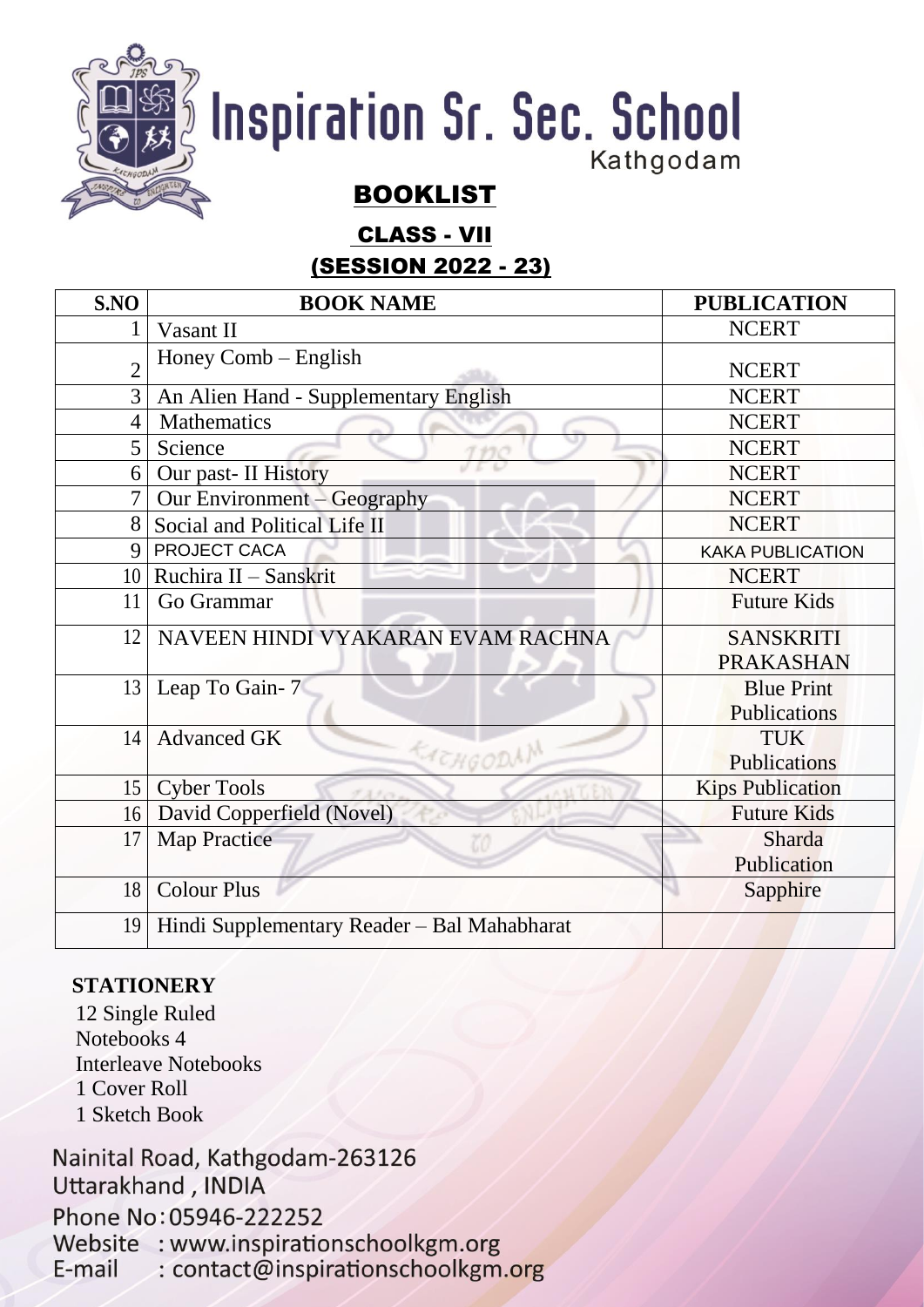# Inspiration Sr. Sec. School

Kathgodam

## BOOKLIST

### CLASS - VII

### (SESSION 2022 - 23)

| S.NO | BOOK NAME | PUBLICATION |
|---|---|---|
| 1 | Vasant II | NCERT |
| 2 | Honey Comb – English | NCERT |
| 3 | An Alien Hand - Supplementary English | NCERT |
| 4 | Mathematics | NCERT |
| 5 | Science | NCERT |
| 6 | Our past- II History | NCERT |
| 7 | Our Environment – Geography | NCERT |
| 8 | Social and Political Life II | NCERT |
| 9 | PROJECT CACA | KAKA PUBLICATION |
| 10 | Ruchira II – Sanskrit | NCERT |
| 11 | Go Grammar | Future Kids |
| 12 | NAVEEN HINDI VYAKARAN EVAM RACHNA | SANSKRITI PRAKASHAN |
| 13 | Leap To Gain- 7 | Blue Print Publications |
| 14 | Advanced GK | TUK Publications |
| 15 | Cyber Tools | Kips Publication |
| 16 | David Copperfield (Novel) | Future Kids |
| 17 | Map Practice | Sharda Publication |
| 18 | Colour Plus | Sapphire |
| 19 | Hindi Supplementary Reader – Bal Mahabharat | |

**STATIONERY**

12 Single Ruled
Notebooks 4
Interleave Notebooks
1 Cover Roll
1 Sketch Book

Nainital Road, Kathgodam-263126
Uttarakhand , INDIA
Phone No: 05946-222252
Website : www.inspirationschoolkgm.org
E-mail : contact@inspirationschoolkgm.org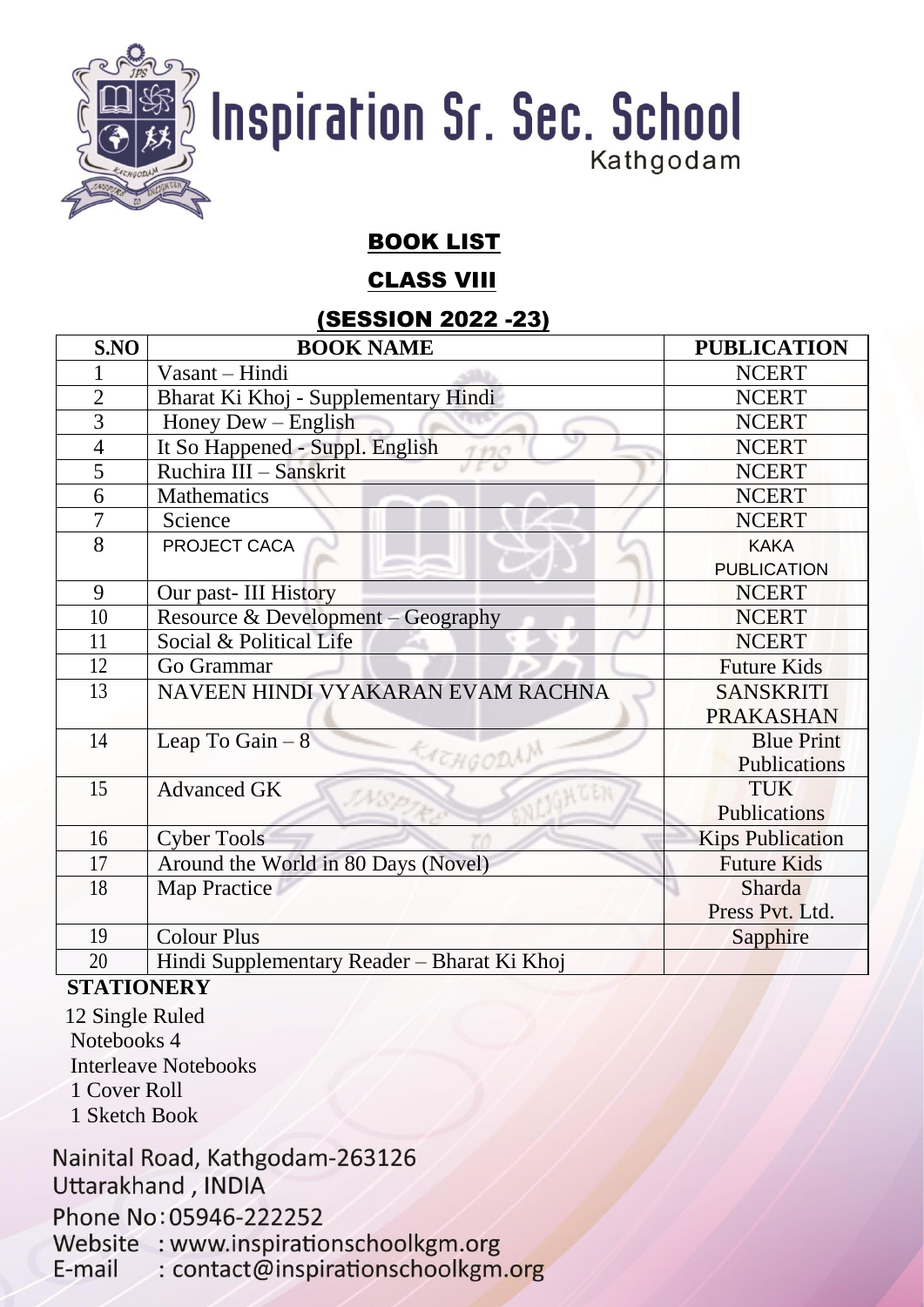# Inspiration Sr. Sec. School

Kathgodam

## BOOK LIST

## CLASS VIII

## (SESSION 2022 -23)

| S.NO | BOOK NAME | PUBLICATION |
|---|---|---|
| 1 | Vasant – Hindi | NCERT |
| 2 | Bharat Ki Khoj - Supplementary Hindi | NCERT |
| 3 | Honey Dew – English | NCERT |
| 4 | It So Happened - Suppl. English | NCERT |
| 5 | Ruchira III – Sanskrit | NCERT |
| 6 | Mathematics | NCERT |
| 7 | Science | NCERT |
| 8 | PROJECT CACA | KAKA PUBLICATION |
| 9 | Our past- III History | NCERT |
| 10 | Resource & Development – Geography | NCERT |
| 11 | Social & Political Life | NCERT |
| 12 | Go Grammar | Future Kids |
| 13 | NAVEEN HINDI VYAKARAN EVAM RACHNA | SANSKRITI PRAKASHAN |
| 14 | Leap To Gain – 8 | Blue Print Publications |
| 15 | Advanced GK | TUK Publications |
| 16 | Cyber Tools | Kips Publication |
| 17 | Around the World in 80 Days (Novel) | Future Kids |
| 18 | Map Practice | Sharda Press Pvt. Ltd. |
| 19 | Colour Plus | Sapphire |
| 20 | Hindi Supplementary Reader – Bharat Ki Khoj | |

**STATIONERY**

12 Single Ruled Notebooks
4 Interleave Notebooks
1 Cover Roll
1 Sketch Book

Nainital Road, Kathgodam-263126
Uttarakhand , INDIA
Phone No: 05946-222252
Website : www.inspirationschoolkgm.org
E-mail : contact@inspirationschoolkgm.org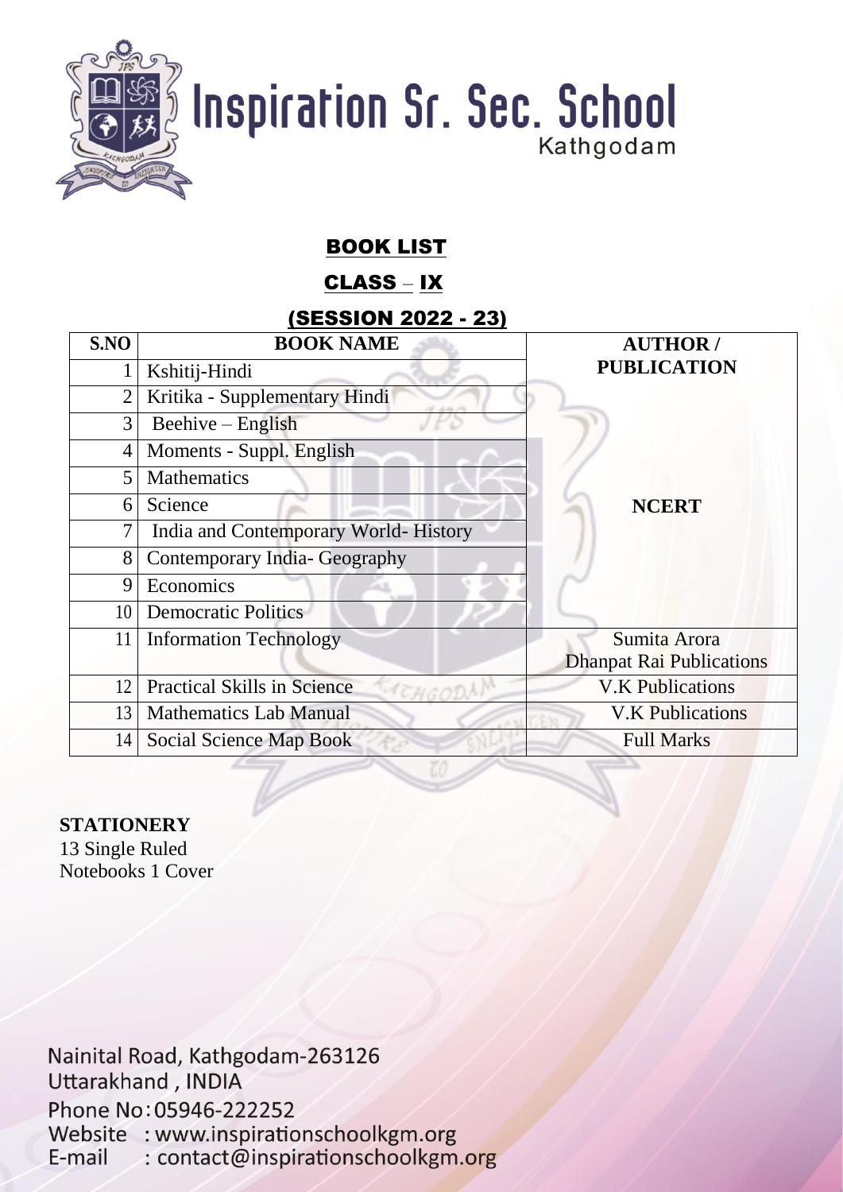# Inspiration Sr. Sec. School

Kathgodam

## BOOK LIST

## CLASS – IX

## (SESSION 2022 - 23)

| S.NO | BOOK NAME | AUTHOR / PUBLICATION |
|---|---|---|
| 1 | Kshitij-Hindi | NCERT |
| 2 | Kritika - Supplementary Hindi | |
| 3 | Beehive – English | |
| 4 | Moments - Suppl. English | |
| 5 | Mathematics | |
| 6 | Science | |
| 7 | India and Contemporary World- History | |
| 8 | Contemporary India- Geography | |
| 9 | Economics | |
| 10 | Democratic Politics | |
| 11 | Information Technology | Sumita Arora Dhanpat Rai Publications |
| 12 | Practical Skills in Science | V.K Publications |
| 13 | Mathematics Lab Manual | V.K Publications |
| 14 | Social Science Map Book | Full Marks |

**STATIONERY**

13 Single Ruled Notebooks 1 Cover

Nainital Road, Kathgodam-263126
Uttarakhand , INDIA
Phone No: 05946-222252
Website : www.inspirationschoolkgm.org
E-mail : contact@inspirationschoolkgm.org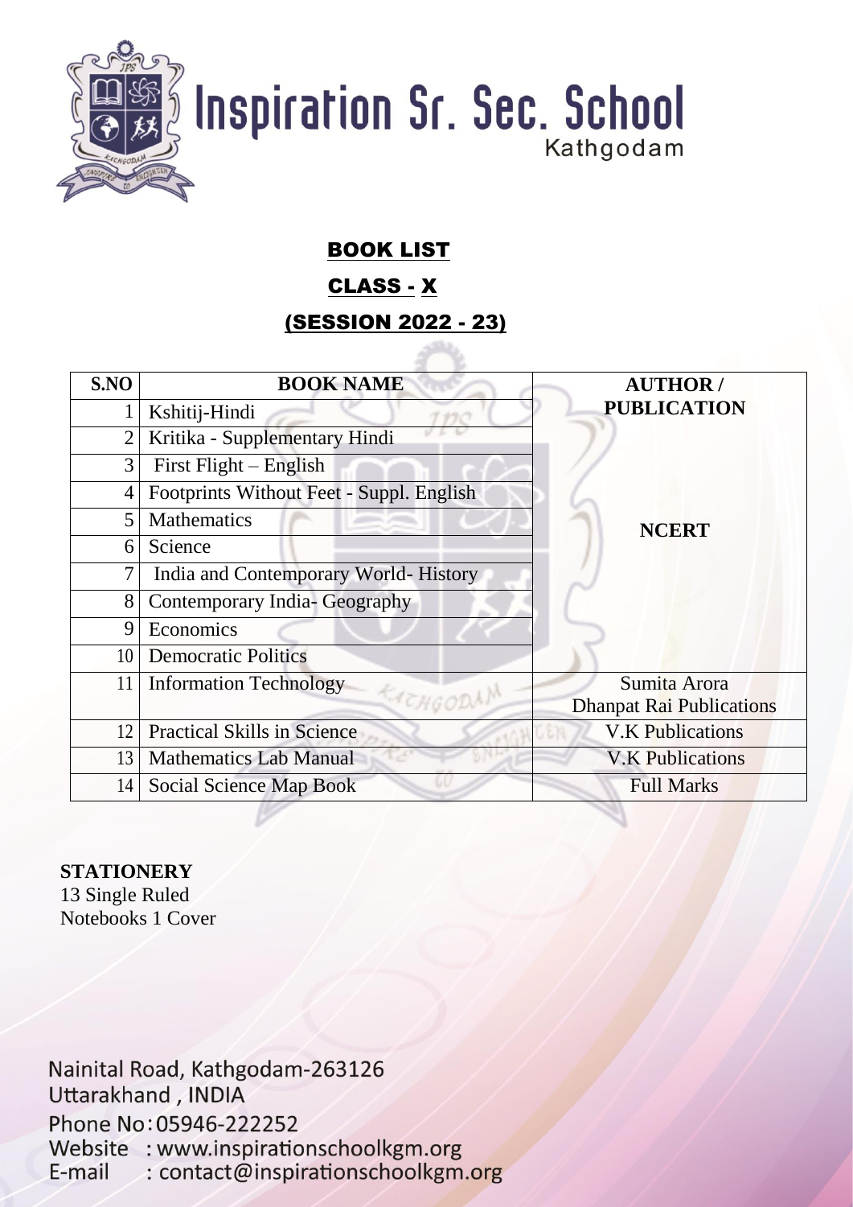# Inspiration Sr. Sec. School

Kathgodam

## BOOK LIST

## CLASS - X

## (SESSION 2022 - 23)

| S.NO | BOOK NAME | AUTHOR / PUBLICATION |
|---|---|---|
| 1 | Kshitij-Hindi | NCERT |
| 2 | Kritika - Supplementary Hindi | NCERT |
| 3 | First Flight – English | NCERT |
| 4 | Footprints Without Feet - Suppl. English | NCERT |
| 5 | Mathematics | NCERT |
| 6 | Science | NCERT |
| 7 | India and Contemporary World- History | NCERT |
| 8 | Contemporary India- Geography | NCERT |
| 9 | Economics | NCERT |
| 10 | Democratic Politics | NCERT |
| 11 | Information Technology | Sumita Arora Dhanpat Rai Publications |
| 12 | Practical Skills in Science | V.K Publications |
| 13 | Mathematics Lab Manual | V.K Publications |
| 14 | Social Science Map Book | Full Marks |

**STATIONERY**

13 Single Ruled Notebooks 1 Cover

Nainital Road, Kathgodam-263126
Uttarakhand , INDIA
Phone No: 05946-222252
Website : www.inspirationschoolkgm.org
E-mail : contact@inspirationschoolkgm.org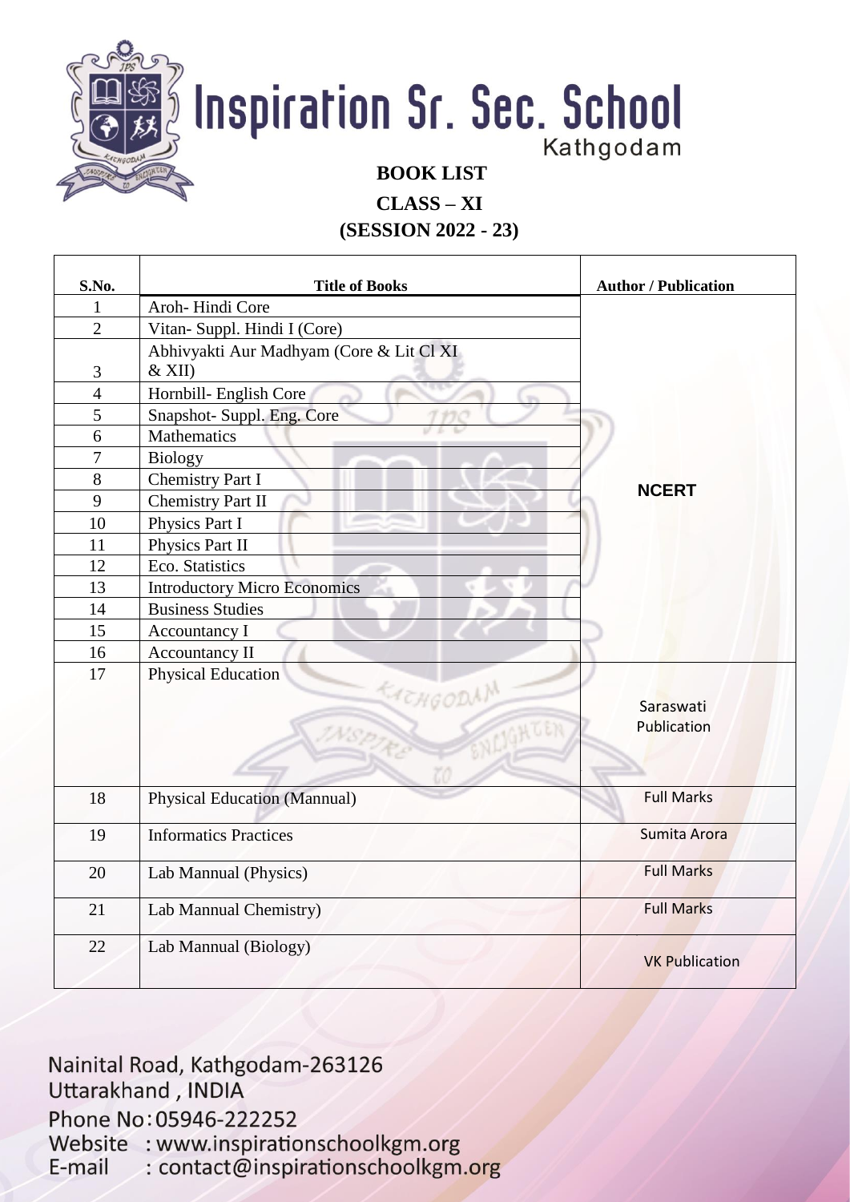# Inspiration Sr. Sec. School

Kathgodam

## BOOK LIST

## CLASS – XI

## (SESSION 2022 - 23)

| S.No. | Title of Books | Author / Publication |
|---|---|---|
| 1 | Aroh- Hindi Core | NCERT |
| 2 | Vitan- Suppl. Hindi I (Core) | |
| 3 | Abhivyakti Aur Madhyam (Core & Lit Cl XI & XII) | |
| 4 | Hornbill- English Core | |
| 5 | Snapshot- Suppl. Eng. Core | |
| 6 | Mathematics | |
| 7 | Biology | |
| 8 | Chemistry Part I | |
| 9 | Chemistry Part II | |
| 10 | Physics Part I | |
| 11 | Physics Part II | |
| 12 | Eco. Statistics | |
| 13 | Introductory Micro Economics | |
| 14 | Business Studies | |
| 15 | Accountancy I | |
| 16 | Accountancy II | |
| 17 | Physical Education | Saraswati Publication |
| 18 | Physical Education (Mannual) | Full Marks |
| 19 | Informatics Practices | Sumita Arora |
| 20 | Lab Mannual (Physics) | Full Marks |
| 21 | Lab Mannual Chemistry) | Full Marks |
| 22 | Lab Mannual (Biology) | VK Publication |

Nainital Road, Kathgodam-263126
Uttarakhand , INDIA
Phone No: 05946-222252
Website : www.inspirationschoolkgm.org
E-mail : contact@inspirationschoolkgm.org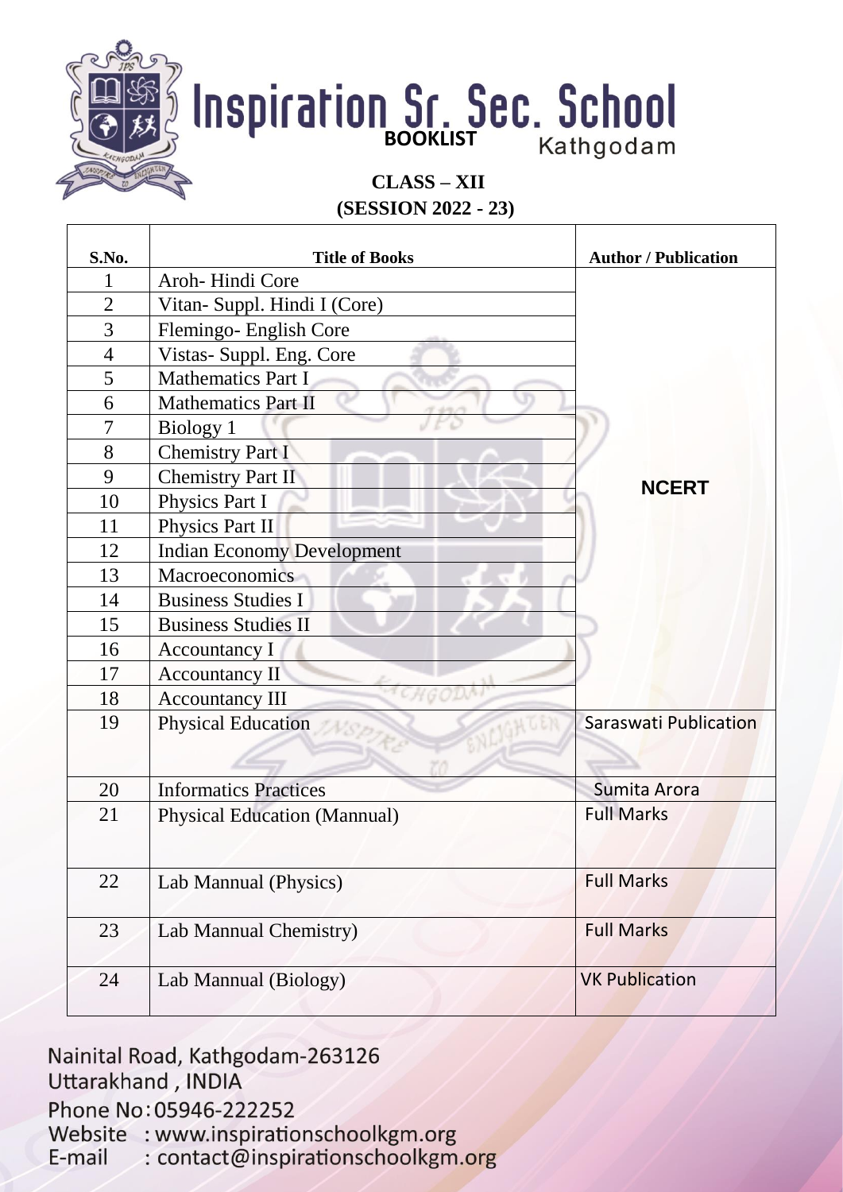# Inspiration Sr. Sec. School

Kathgodam

**BOOKLIST**

**CLASS – XII**

**(SESSION 2022 - 23)**

| S.No. | Title of Books | Author / Publication |
|---|---|---|
| 1 | Aroh- Hindi Core | NCERT |
| 2 | Vitan- Suppl. Hindi I (Core) | |
| 3 | Flemingo- English Core | |
| 4 | Vistas- Suppl. Eng. Core | |
| 5 | Mathematics Part I | |
| 6 | Mathematics Part II | |
| 7 | Biology 1 | |
| 8 | Chemistry Part I | |
| 9 | Chemistry Part II | |
| 10 | Physics Part I | |
| 11 | Physics Part II | |
| 12 | Indian Economy Development | |
| 13 | Macroeconomics | |
| 14 | Business Studies I | |
| 15 | Business Studies II | |
| 16 | Accountancy I | |
| 17 | Accountancy II | |
| 18 | Accountancy III | |
| 19 | Physical Education | Saraswati Publication |
| 20 | Informatics Practices | Sumita Arora |
| 21 | Physical Education (Mannual) | Full Marks |
| 22 | Lab Mannual (Physics) | Full Marks |
| 23 | Lab Mannual Chemistry) | Full Marks |
| 24 | Lab Mannual (Biology) | VK Publication |

Nainital Road, Kathgodam-263126
Uttarakhand , INDIA
Phone No: 05946-222252
Website : www.inspirationschoolkgm.org
E-mail : contact@inspirationschoolkgm.org